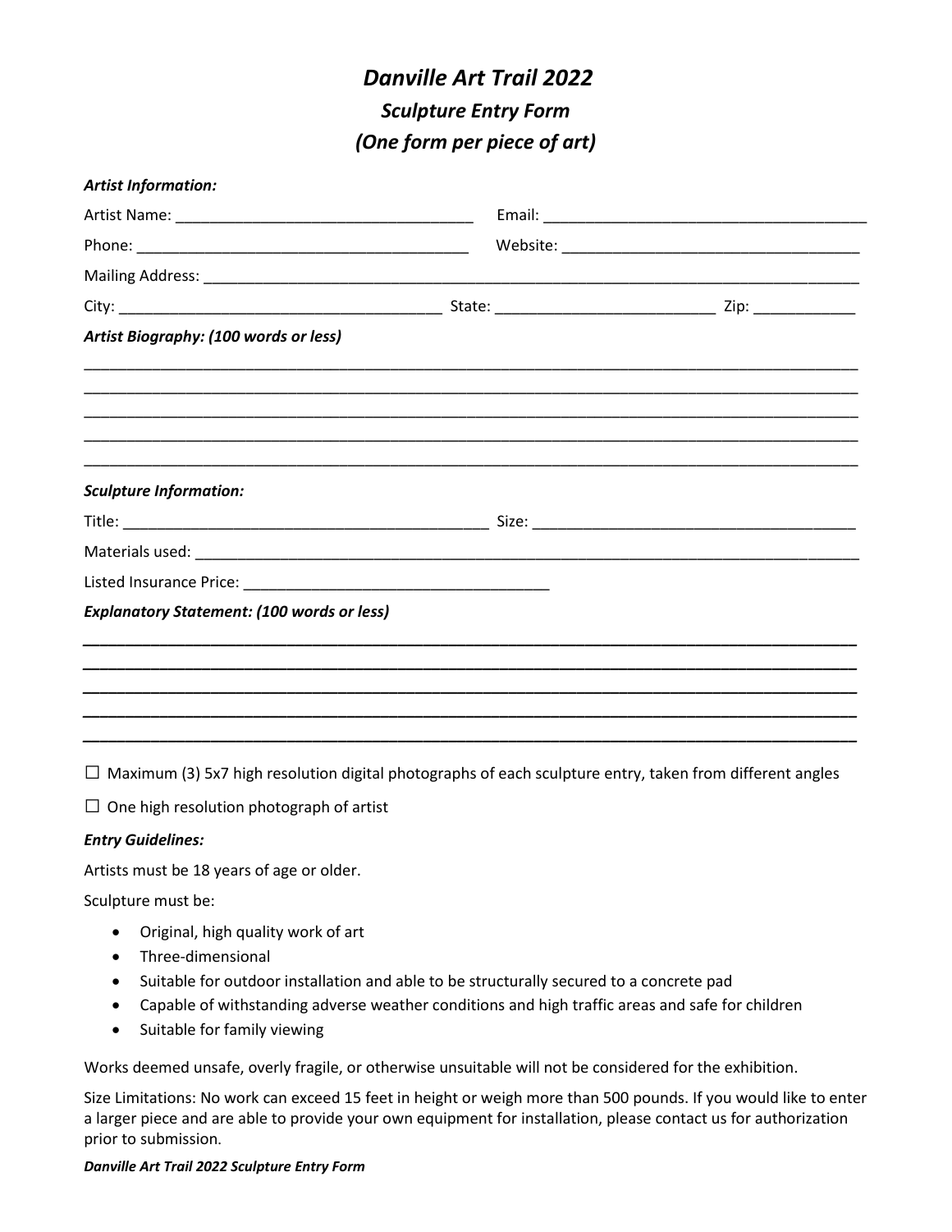# *Danville Art Trail 2022*

## *Sculpture Entry Form*

## *(One form per piece of art)*

***Artist Information:***

Artist Name: ___________________________________ Email: ______________________________________

Phone: _______________________________________ Website: ___________________________________

Mailing Address: ___________________________________________________________________________

City: _____________________________________ State: _________________________ Zip: ____________

***Artist Biography: (100 words or less)***

_____________________________________________________________________________________________
_____________________________________________________________________________________________
_____________________________________________________________________________________________
_____________________________________________________________________________________________
_____________________________________________________________________________________________

***Sculpture Information:***

Title: __________________________________________ Size: _____________________________________

Materials used: _____________________________________________________________________________

Listed Insurance Price: ___________________________________

***Explanatory Statement: (100 words or less)***

_____________________________________________________________________________________________
_____________________________________________________________________________________________
_____________________________________________________________________________________________
_____________________________________________________________________________________________
_____________________________________________________________________________________________

☐ Maximum (3) 5x7 high resolution digital photographs of each sculpture entry, taken from different angles

☐ One high resolution photograph of artist

***Entry Guidelines:***

Artists must be 18 years of age or older.

Sculpture must be:

- Original, high quality work of art
- Three-dimensional
- Suitable for outdoor installation and able to be structurally secured to a concrete pad
- Capable of withstanding adverse weather conditions and high traffic areas and safe for children
- Suitable for family viewing

Works deemed unsafe, overly fragile, or otherwise unsuitable will not be considered for the exhibition.

Size Limitations: No work can exceed 15 feet in height or weigh more than 500 pounds. If you would like to enter a larger piece and are able to provide your own equipment for installation, please contact us for authorization prior to submission.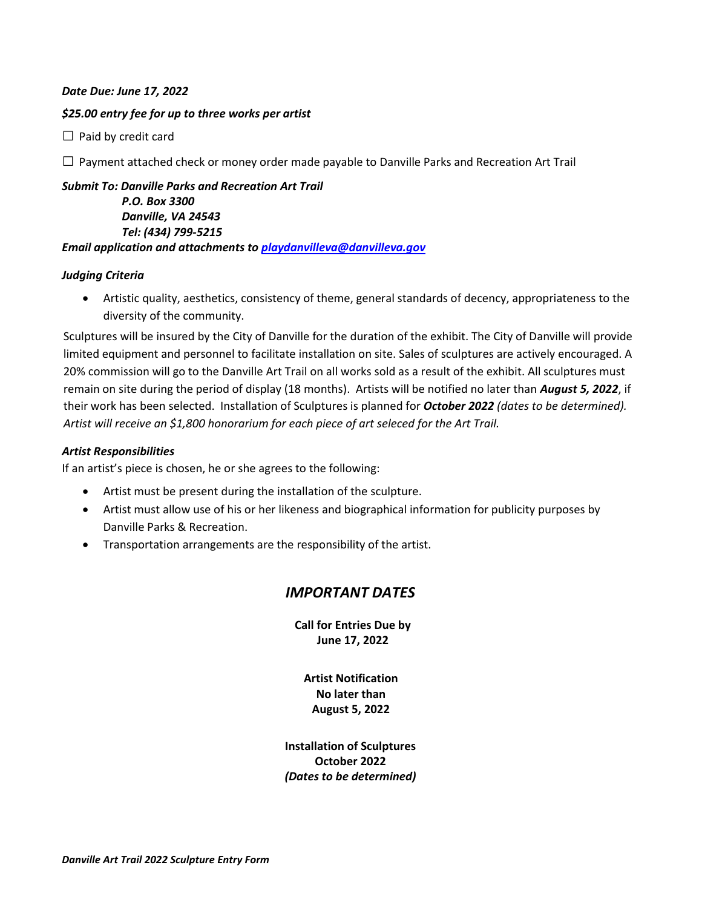***Date Due: June 17, 2022***

***$25.00 entry fee for up to three works per artist***

☐ Paid by credit card

☐ Payment attached check or money order made payable to Danville Parks and Recreation Art Trail

***Submit To: Danville Parks and Recreation Art Trail***
***P.O. Box 3300***
***Danville, VA 24543***
***Tel: (434) 799-5215***
***Email application and attachments to [playdanvilleva@danvilleva.gov](mailto:playdanvilleva@danvilleva.gov)***

***Judging Criteria***

- Artistic quality, aesthetics, consistency of theme, general standards of decency, appropriateness to the diversity of the community.

Sculptures will be insured by the City of Danville for the duration of the exhibit. The City of Danville will provide limited equipment and personnel to facilitate installation on site. Sales of sculptures are actively encouraged. A 20% commission will go to the Danville Art Trail on all works sold as a result of the exhibit. All sculptures must remain on site during the period of display (18 months). Artists will be notified no later than ***August 5, 2022***, if their work has been selected. Installation of Sculptures is planned for ***October 2022*** *(dates to be determined). Artist will receive an $1,800 honorarium for each piece of art seleced for the Art Trail.*

***Artist Responsibilities***

If an artist's piece is chosen, he or she agrees to the following:

- Artist must be present during the installation of the sculpture.
- Artist must allow use of his or her likeness and biographical information for publicity purposes by Danville Parks & Recreation.
- Transportation arrangements are the responsibility of the artist.

## *IMPORTANT DATES*

**Call for Entries Due by**
**June 17, 2022**

**Artist Notification**
**No later than**
**August 5, 2022**

**Installation of Sculptures**
**October 2022**
***(Dates to be determined)***

***Danville Art Trail 2022 Sculpture Entry Form***